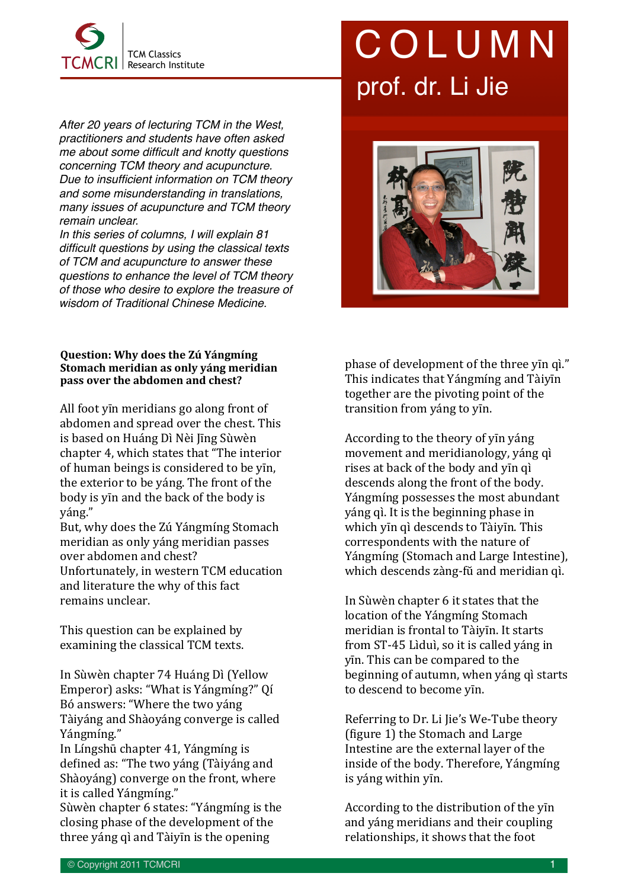TCMCRI | TCM Classics Research Institute

# COLUMN

## prof. dr. Li Jie

*After 20 years of lecturing TCM in the West, practitioners and students have often asked me about some difficult and knotty questions concerning TCM theory and acupuncture. Due to insufficient information on TCM theory and some misunderstanding in translations, many issues of acupuncture and TCM theory remain unclear.*
*In this series of columns, I will explain 81 difficult questions by using the classical texts of TCM and acupuncture to answer these questions to enhance the level of TCM theory of those who desire to explore the treasure of wisdom of Traditional Chinese Medicine.*

**Question: Why does the Zú Yángmíng Stomach meridian as only yáng meridian pass over the abdomen and chest?**

All foot yīn meridians go along front of abdomen and spread over the chest. This is based on Huáng Dì Nèi Jīng Sùwèn chapter 4, which states that "The interior of human beings is considered to be yīn, the exterior to be yáng. The front of the body is yīn and the back of the body is yáng."
But, why does the Zú Yángmíng Stomach meridian as only yáng meridian passes over abdomen and chest?
Unfortunately, in western TCM education and literature the why of this fact remains unclear.

This question can be explained by examining the classical TCM texts.

In Sùwèn chapter 74 Huáng Dì (Yellow Emperor) asks: "What is Yángmíng?" Qí Bó answers: "Where the two yáng Tàiyáng and Shàoyáng converge is called Yángmíng."
In Língshū chapter 41, Yángmíng is defined as: "The two yáng (Tàiyáng and Shàoyáng) converge on the front, where it is called Yángmíng."
Sùwèn chapter 6 states: "Yángmíng is the closing phase of the development of the three yáng qì and Tàiyīn is the opening phase of development of the three yīn qì." This indicates that Yángmíng and Tàiyīn together are the pivoting point of the transition from yáng to yīn.

According to the theory of yīn yáng movement and meridianology, yáng qì rises at back of the body and yīn qì descends along the front of the body. Yángmíng possesses the most abundant yáng qì. It is the beginning phase in which yīn qì descends to Tàiyīn. This correspondents with the nature of Yángmíng (Stomach and Large Intestine), which descends zàng-fǔ and meridian qì.

In Sùwèn chapter 6 it states that the location of the Yángmíng Stomach meridian is frontal to Tàiyīn. It starts from ST-45 Lìduì, so it is called yáng in yīn. This can be compared to the beginning of autumn, when yáng qì starts to descend to become yīn.

Referring to Dr. Li Jie's We-Tube theory (figure 1) the Stomach and Large Intestine are the external layer of the inside of the body. Therefore, Yángmíng is yáng within yīn.

According to the distribution of the yīn and yáng meridians and their coupling relationships, it shows that the foot

© Copyright 2011 TCMCRI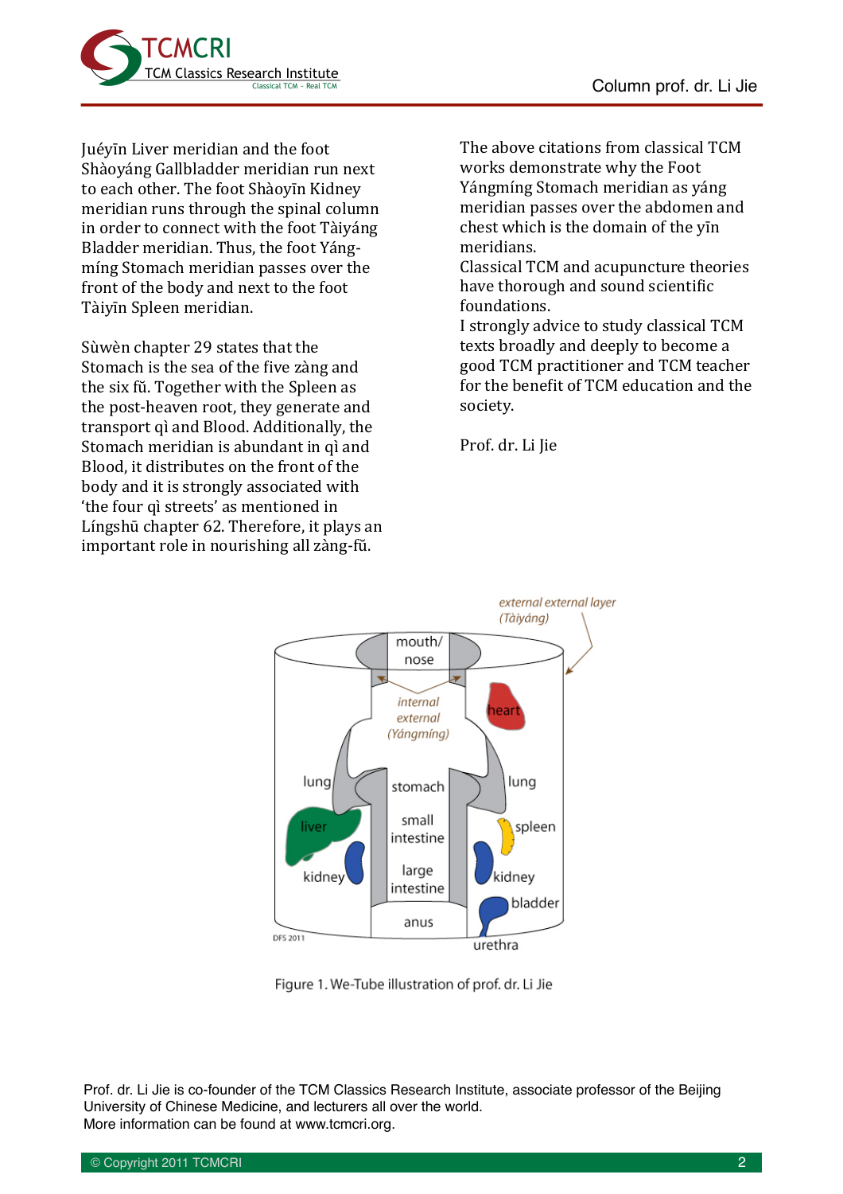Juéyīn Liver meridian and the foot Shàoyáng Gallbladder meridian run next to each other. The foot Shàoyīn Kidney meridian runs through the spinal column in order to connect with the foot Tàiyáng Bladder meridian. Thus, the foot Yángmíng Stomach meridian passes over the front of the body and next to the foot Tàiyīn Spleen meridian.

Sùwèn chapter 29 states that the Stomach is the sea of the five zàng and the six fǔ. Together with the Spleen as the post-heaven root, they generate and transport qì and Blood. Additionally, the Stomach meridian is abundant in qì and Blood, it distributes on the front of the body and it is strongly associated with 'the four qì streets' as mentioned in Língshū chapter 62. Therefore, it plays an important role in nourishing all zàng-fǔ.

The above citations from classical TCM works demonstrate why the Foot Yángmíng Stomach meridian as yáng meridian passes over the abdomen and chest which is the domain of the yīn meridians.

Classical TCM and acupuncture theories have thorough and sound scientific foundations.

I strongly advice to study classical TCM texts broadly and deeply to become a good TCM practitioner and TCM teacher for the benefit of TCM education and the society.

Prof. dr. Li Jie

external external layer
(Tàiyáng)
mouth/
nose
internal
external
(Yángmíng)
heart
lung
lung
stomach
liver
small
intestine
spleen
kidney
large
intestine
kidney
bladder
anus
urethra
DFS 2011

Figure 1. We-Tube illustration of prof. dr. Li Jie

Prof. dr. Li Jie is co-founder of the TCM Classics Research Institute, associate professor of the Beijing University of Chinese Medicine, and lecturers all over the world.
More information can be found at www.tcmcri.org.